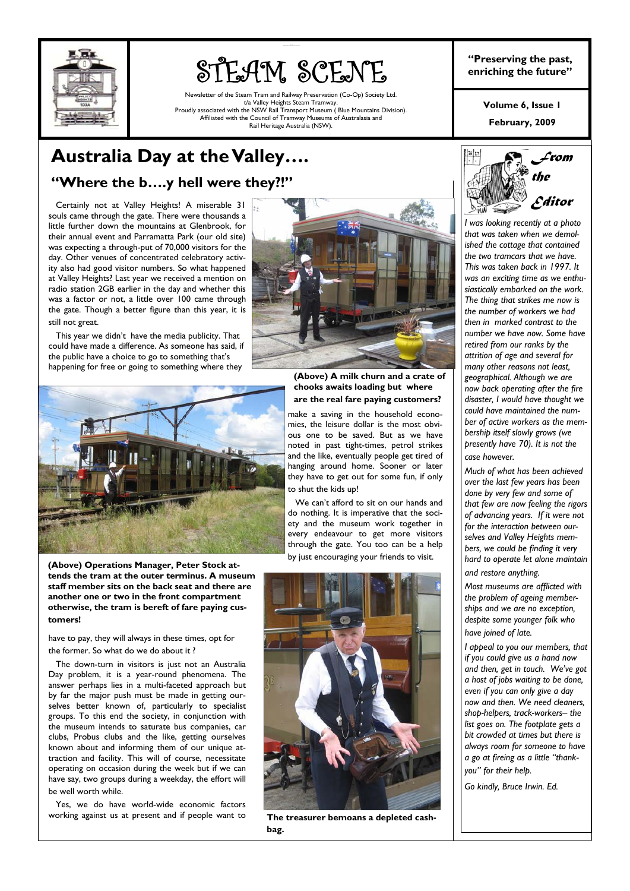# STEAM SCENE

Newsletter of the Steam Tram and Railway Preservation (Co-Op) Society Ltd.
t/a Valley Heights Steam Tramway.
Proudly associated with the NSW Rail Transport Museum ( Blue Mountains Division).
Affiliated with the Council of Tramway Museums of Australasia and
Rail Heritage Australia (NSW).

**"Preserving the past, enriching the future"**

**Volume 6, Issue 1**

**February, 2009**

## Australia Day at the Valley….

### "Where the b….y hell were they?!"

Certainly not at Valley Heights! A miserable 31 souls came through the gate. There were thousands a little further down the mountains at Glenbrook, for their annual event and Parramatta Park (our old site) was expecting a through-put of 70,000 visitors for the day. Other venues of concentrated celebratory activity also had good visitor numbers. So what happened at Valley Heights? Last year we received a mention on radio station 2GB earlier in the day and whether this was a factor or not, a little over 100 came through the gate. Though a better figure than this year, it is still not great.

This year we didn't have the media publicity. That could have made a difference. As someone has said, if the public have a choice to go to something that's happening for free or going to something where they have to pay, they will always in these times, opt for the former. So what do we do about it ?

The down-turn in visitors is just not an Australia Day problem, it is a year-round phenomena. The answer perhaps lies in a multi-faceted approach but by far the major push must be made in getting ourselves better known of, particularly to specialist groups. To this end the society, in conjunction with the museum intends to saturate bus companies, car clubs, Probus clubs and the like, getting ourselves known about and informing them of our unique attraction and facility. This will of course, necessitate operating on occasion during the week but if we can have say, two groups during a weekday, the effort will be well worth while.

Yes, we do have world-wide economic factors working against us at present and if people want to make a saving in the household economies, the leisure dollar is the most obvious one to be saved. But as we have noted in past tight-times, petrol strikes and the like, eventually people get tired of hanging around home. Sooner or later they have to get out for some fun, if only to shut the kids up!

We can't afford to sit on our hands and do nothing. It is imperative that the society and the museum work together in every endeavour to get more visitors through the gate. You too can be a help by just encouraging your friends to visit.

**(Above) A milk churn and a crate of chooks awaits loading but where are the real fare paying customers?**

**(Above) Operations Manager, Peter Stock attends the tram at the outer terminus. A museum staff member sits on the back seat and there are another one or two in the front compartment otherwise, the tram is bereft of fare paying customers!**

**The treasurer bemoans a depleted cash-bag.**

### From the Editor

*I was looking recently at a photo that was taken when we demolished the cottage that contained the two tramcars that we have. This was taken back in 1997. It was an exciting time as we enthusiastically embarked on the work. The thing that strikes me now is the number of workers we had then in marked contrast to the number we have now. Some have retired from our ranks by the attrition of age and several for many other reasons not least, geographical. Although we are now back operating after the fire disaster, I would have thought we could have maintained the number of active workers as the membership itself slowly grows (we presently have 70). It is not the case however.*

*Much of what has been achieved over the last few years has been done by very few and some of that few are now feeling the rigors of advancing years. If it were not for the interaction between ourselves and Valley Heights members, we could be finding it very hard to operate let alone maintain and restore anything.*

*Most museums are afflicted with the problem of ageing memberships and we are no exception, despite some younger folk who have joined of late.*

*I appeal to you our members, that if you could give us a hand now and then, get in touch. We've got a host of jobs waiting to be done, even if you can only give a day now and then. We need cleaners, shop-helpers, track-workers– the list goes on. The footplate gets a bit crowded at times but there is always room for someone to have a go at fireing as a little "thank-you" for their help.*

*Go kindly, Bruce Irwin. Ed.*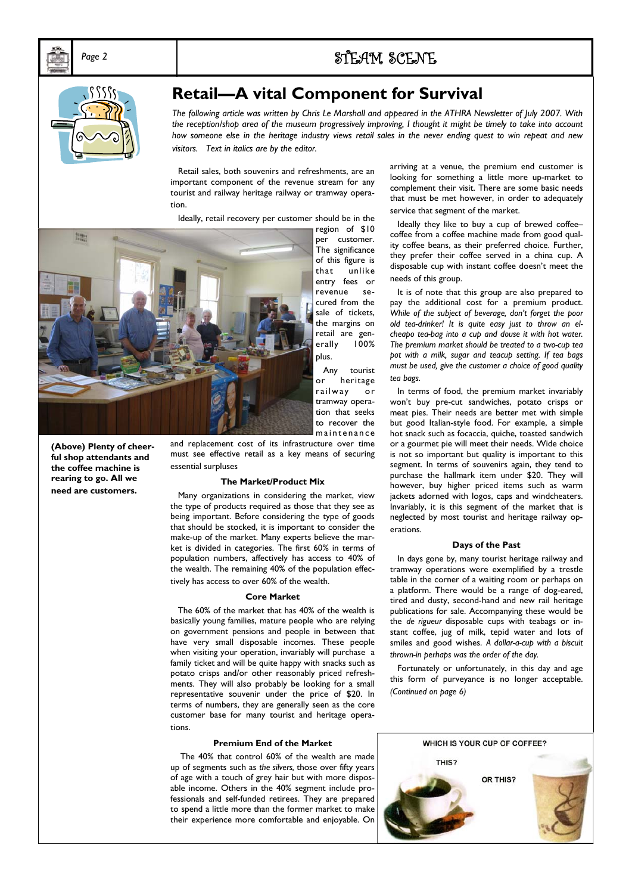# Retail—A vital Component for Survival

*The following article was written by Chris Le Marshall and appeared in the ATHRA Newsletter of July 2007. With the reception/shop area of the museum progressively improving, I thought it might be timely to take into account how someone else in the heritage industry views retail sales in the never ending quest to win repeat and new visitors. Text in italics are by the editor.*

Retail sales, both souvenirs and refreshments, are an important component of the revenue stream for any tourist and railway heritage railway or tramway operation.

Ideally, retail recovery per customer should be in the region of $10 per customer. The significance of this figure is that unlike entry fees or revenue secured from the sale of tickets, the margins on retail are generally 100% plus.

Any tourist or heritage railway or tramway operation that seeks to recover the maintenance and replacement cost of its infrastructure over time must see effective retail as a key means of securing essential surpluses

**(Above) Plenty of cheerful shop attendants and the coffee machine is rearing to go. All we need are customers.**

### The Market/Product Mix

Many organizations in considering the market, view the type of products required as those that they see as being important. Before considering the type of goods that should be stocked, it is important to consider the make-up of the market. Many experts believe the market is divided in categories. The first 60% in terms of population numbers, affectively has access to 40% of the wealth. The remaining 40% of the population effectively has access to over 60% of the wealth.

### Core Market

The 60% of the market that has 40% of the wealth is basically young families, mature people who are relying on government pensions and people in between that have very small disposable incomes. These people when visiting your operation, invariably will purchase a family ticket and will be quite happy with snacks such as potato crisps and/or other reasonably priced refreshments. They will also probably be looking for a small representative souvenir under the price of $20. In terms of numbers, they are generally seen as the core customer base for many tourist and heritage operations.

### Premium End of the Market

The 40% that control 60% of the wealth are made up of segments such as *the silvers,* those over fifty years of age with a touch of grey hair but with more disposable income. Others in the 40% segment include professionals and self-funded retirees. They are prepared to spend a little more than the former market to make their experience more comfortable and enjoyable. On arriving at a venue, the premium end customer is looking for something a little more up-market to complement their visit. There are some basic needs that must be met however, in order to adequately service that segment of the market.

Ideally they like to buy a cup of brewed coffee–coffee from a coffee machine made from good quality coffee beans, as their preferred choice. Further, they prefer their coffee served in a china cup. A disposable cup with instant coffee doesn't meet the needs of this group.

It is of note that this group are also prepared to pay the additional cost for a premium product. *While of the subject of beverage, don't forget the poor old tea-drinker! It is quite easy just to throw an el-cheapo tea-bag into a cup and douse it with hot water. The premium market should be treated to a two-cup tea pot with a milk, sugar and teacup setting. If tea bags must be used, give the customer a choice of good quality tea bags.*

In terms of food, the premium market invariably won't buy pre-cut sandwiches, potato crisps or meat pies. Their needs are better met with simple but good Italian-style food. For example, a simple hot snack such as focaccia, quiche, toasted sandwich or a gourmet pie will meet their needs. Wide choice is not so important but quality is important to this segment. In terms of souvenirs again, they tend to purchase the hallmark item under $20. They will however, buy higher priced items such as warm jackets adorned with logos, caps and windcheaters. Invariably, it is this segment of the market that is neglected by most tourist and heritage railway operations.

### Days of the Past

In days gone by, many tourist heritage railway and tramway operations were exemplified by a trestle table in the corner of a waiting room or perhaps on a platform. There would be a range of dog-eared, tired and dusty, second-hand and new rail heritage publications for sale. Accompanying these would be the *de rigueur* disposable cups with teabags or instant coffee, jug of milk, tepid water and lots of smiles and good wishes. *A dollar-a-cup with a biscuit thrown-in perhaps was the order of the day.*

Fortunately or unfortunately, in this day and age this form of purveyance is no longer acceptable. *(Continued on page 6)*

WHICH IS YOUR CUP OF COFFEE?

THIS?

OR THIS?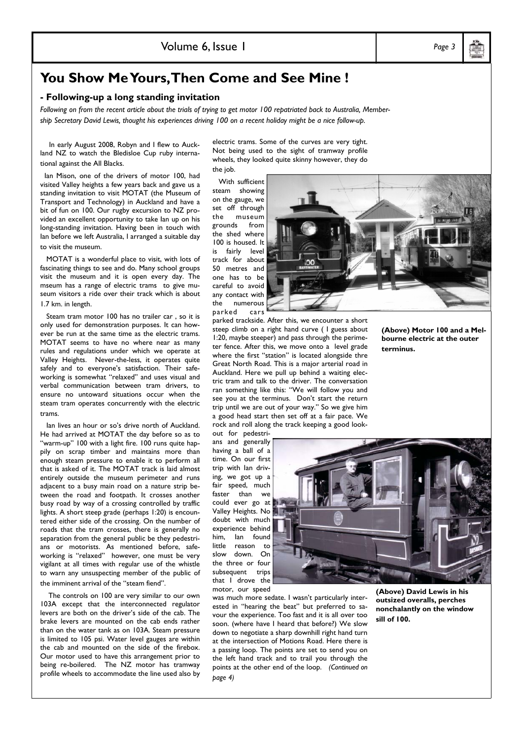# You Show Me Yours, Then Come and See Mine !

### - Following-up a long standing invitation

*Following on from the recent article about the trials of trying to get motor 100 repatriated back to Australia, Membership Secretary David Lewis, thought his experiences driving 100 on a recent holiday might be a nice follow-up.*

In early August 2008, Robyn and I flew to Auckland NZ to watch the Bledisloe Cup ruby international against the All Blacks.

Ian Mison, one of the drivers of motor 100, had visited Valley heights a few years back and gave us a standing invitation to visit MOTAT (the Museum of Transport and Technology) in Auckland and have a bit of fun on 100. Our rugby excursion to NZ provided an excellent opportunity to take Ian up on his long-standing invitation. Having been in touch with Ian before we left Australia, I arranged a suitable day to visit the museum.

MOTAT is a wonderful place to visit, with lots of fascinating things to see and do. Many school groups visit the museum and it is open every day. The mseum has a range of electric trams to give museum visitors a ride over their track which is about 1.7 km. in length.

Steam tram motor 100 has no trailer car , so it is only used for demonstration purposes. It can however be run at the same time as the electric trams. MOTAT seems to have no where near as many rules and regulations under which we operate at Valley Heights. Never-the-less, it operates quite safely and to everyone's satisfaction. Their safeworking is somewhat "relaxed" and uses visual and verbal communication between tram drivers, to ensure no untoward situations occur when the steam tram operates concurrently with the electric trams.

Ian lives an hour or so's drive north of Auckland. He had arrived at MOTAT the day before so as to "warm-up" 100 with a light fire. 100 runs quite happily on scrap timber and maintains more than enough steam pressure to enable it to perform all that is asked of it. The MOTAT track is laid almost entirely outside the museum perimeter and runs adjacent to a busy main road on a nature strip between the road and footpath. It crosses another busy road by way of a crossing controlled by traffic lights. A short steep grade (perhaps 1:20) is encountered either side of the crossing. On the number of roads that the tram crosses, there is generally no separation from the general public be they pedestrians or motorists. As mentioned before, safeworking is "relaxed" however, one must be very vigilant at all times with regular use of the whistle to warn any unsuspecting member of the public of the imminent arrival of the "steam fiend".

The controls on 100 are very similar to our own 103A except that the interconnected regulator levers are both on the driver's side of the cab. The brake levers are mounted on the cab ends rather than on the water tank as on 103A. Steam pressure is limited to 105 psi. Water level gauges are within the cab and mounted on the side of the firebox. Our motor used to have this arrangement prior to being re-boilered. The NZ motor has tramway profile wheels to accommodate the line used also by electric trams. Some of the curves are very tight. Not being used to the sight of tramway profile wheels, they looked quite skinny however, they do the job.

With sufficient steam showing on the gauge, we set off through the museum grounds from the shed where 100 is housed. It is fairly level track for about 50 metres and one has to be careful to avoid any contact with the numerous parked cars parked trackside. After this, we encounter a short steep climb on a right hand curve ( I guess about 1:20, maybe steeper) and pass through the perimeter fence. After this, we move onto a level grade where the first "station" is located alongside thre Great North Road. This is a major arterial road in Auckland. Here we pull up behind a waiting electric tram and talk to the driver. The conversation ran something like this: "We will follow you and see you at the terminus. Don't start the return trip until we are out of your way." So we give him a good head start then set off at a fair pace. We rock and roll along the track keeping a good lookout for pedestrians and generally having a ball of a time. On our first trip with Ian driving, we got up a fair speed, much faster than we could ever go at Valley Heights. No doubt with much experience behind him, Ian found little reason to slow down. On the three or four subsequent trips that I drove the motor, our speed was much more sedate. I wasn't particularly interested in "hearing the beat" but preferred to savour the experience. Too fast and it is all over too soon. (where have I heard that before?) We slow down to negotiate a sharp downhill right hand turn at the intersection of Motions Road. Here there is a passing loop. The points are set to send you on the left hand track and to trail you through the points at the other end of the loop. *(Continued on page 4)*

**(Above) Motor 100 and a Melbourne electric at the outer terminus.**

**(Above) David Lewis in his outsized overalls, perches nonchalantly on the window sill of 100.**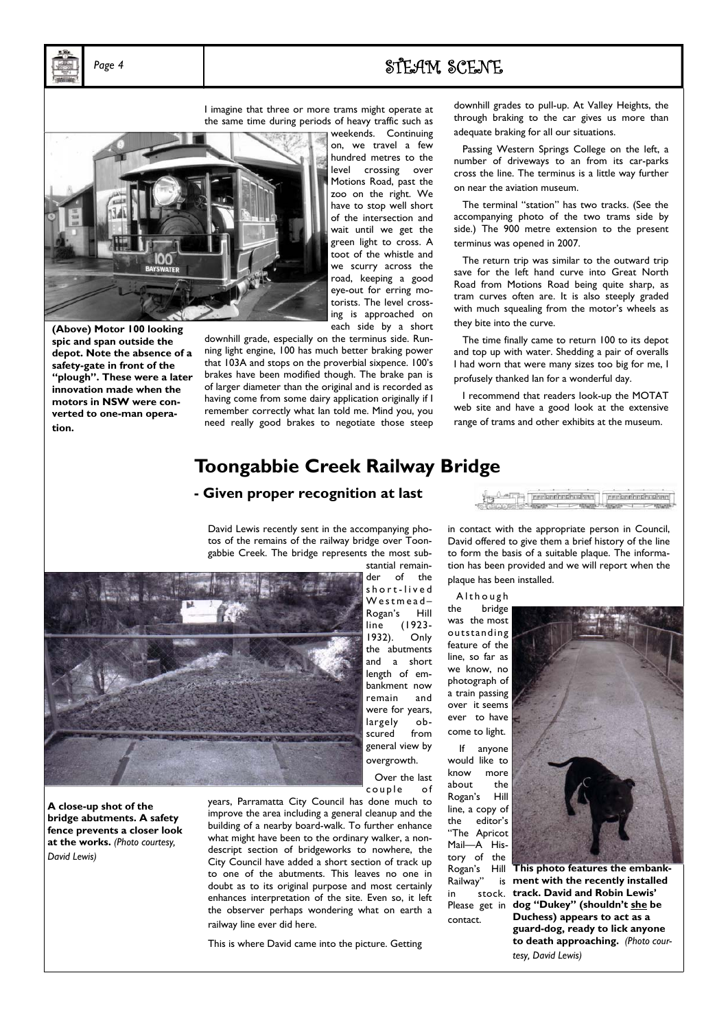I imagine that three or more trams might operate at the same time during periods of heavy traffic such as weekends. Continuing on, we travel a few hundred metres to the level crossing over Motions Road, past the zoo on the right. We have to stop well short of the intersection and wait until we get the green light to cross. A toot of the whistle and we scurry across the road, keeping a good eye-out for erring motorists. The level crossing is approached on each side by a short downhill grade, especially on the terminus side. Running light engine, 100 has much better braking power that 103A and stops on the proverbial sixpence. 100's brakes have been modified though. The brake pan is of larger diameter than the original and is recorded as having come from some dairy application originally if I remember correctly what Ian told me. Mind you, you need really good brakes to negotiate those steep downhill grades to pull-up. At Valley Heights, the through braking to the car gives us more than adequate braking for all our situations.

**(Above) Motor 100 looking spic and span outside the depot. Note the absence of a safety-gate in front of the "plough". These were a later innovation made when the motors in NSW were converted to one-man operation.**

Passing Western Springs College on the left, a number of driveways to an from its car-parks cross the line. The terminus is a little way further on near the aviation museum.

The terminal "station" has two tracks. (See the accompanying photo of the two trams side by side.) The 900 metre extension to the present terminus was opened in 2007.

The return trip was similar to the outward trip save for the left hand curve into Great North Road from Motions Road being quite sharp, as tram curves often are. It is also steeply graded with much squealing from the motor's wheels as they bite into the curve.

The time finally came to return 100 to its depot and top up with water. Shedding a pair of overalls I had worn that were many sizes too big for me, I profusely thanked Ian for a wonderful day.

I recommend that readers look-up the MOTAT web site and have a good look at the extensive range of trams and other exhibits at the museum.

# Toongabbie Creek Railway Bridge

## - Given proper recognition at last

David Lewis recently sent in the accompanying photos of the remains of the railway bridge over Toongabbie Creek. The bridge represents the most substantial remainder of the short-lived Westmead–Rogan's Hill line (1923-1932). Only the abutments and a short length of embankment now remain and were for years, largely obscured from general view by overgrowth.

Over the last couple of years, Parramatta City Council has done much to improve the area including a general cleanup and the building of a nearby board-walk. To further enhance what might have been to the ordinary walker, a nondescript section of bridgeworks to nowhere, the City Council have added a short section of track up to one of the abutments. This leaves no one in doubt as to its original purpose and most certainly enhances interpretation of the site. Even so, it left the observer perhaps wondering what on earth a railway line ever did here.

**A close-up shot of the bridge abutments. A safety fence prevents a closer look at the works.** *(Photo courtesy, David Lewis)*

This is where David came into the picture. Getting in contact with the appropriate person in Council, David offered to give them a brief history of the line to form the basis of a suitable plaque. The information has been provided and we will report when the plaque has been installed.

Although the bridge was the most outstanding feature of the line, so far as we know, no photograph of a train passing over it seems ever to have come to light.

If anyone would like to know more about the Rogan's Hill line, a copy of the editor's "The Apricot Mail—A History of the Rogan's Hill Railway" is in stock. Please get in contact.

**This photo features the embankment with the recently installed track. David and Robin Lewis' dog "Dukey" (shouldn't she be Duchess) appears to act as a guard-dog, ready to lick anyone to death approaching.** *(Photo courtesy, David Lewis)*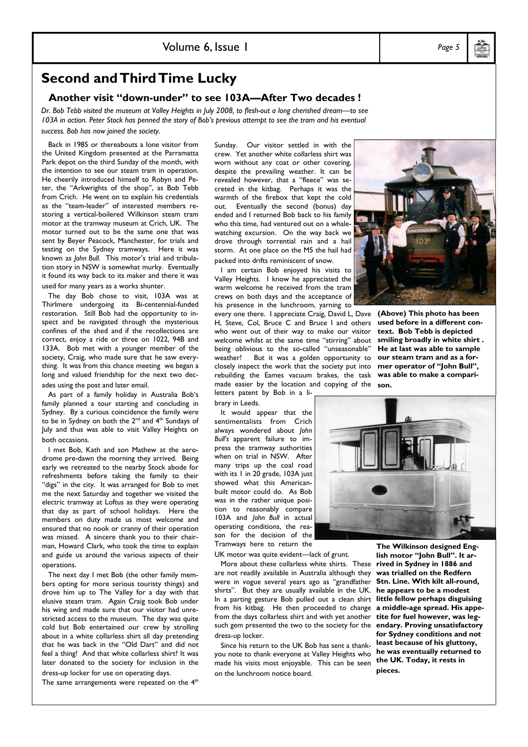## Second and Third Time Lucky

### Another visit "down-under" to see 103A—After Two decades !

*Dr. Bob Tebb visited the museum at Valley Heights in July 2008, to flesh-out a long cherished dream—to see 103A in action. Peter Stock has penned the story of Bob's previous attempt to see the tram and his eventual success. Bob has now joined the society.*

Back in 1985 or thereabouts a lone visitor from the United Kingdom presented at the Parramatta Park depot on the third Sunday of the month, with the intention to see our steam tram in operation. He cheerily introduced himself to Robyn and Peter, the "Arkwrights of the shop", as Bob Tebb from Crich. He went on to explain his credentials as the "team-leader" of interested members restoring a vertical-boilered Wilkinson steam tram motor at the tramway museum at Crich, UK. The motor turned out to be the same one that was sent by Beyer Peacock, Manchester, for trials and testing on the Sydney tramways. Here it was known as *John Bull.* This motor's trial and tribulation story in NSW is somewhat murky. Eventually it found its way back to its maker and there it was used for many years as a works shunter.

The day Bob chose to visit, 103A was at Thirlmere undergoing its Bi-centennial-funded restoration. Still Bob had the opportunity to inspect and be navigated through the mysterious confines of the shed and if the recollections are correct, enjoy a ride or three on 1022, 94B and 133A. Bob met with a younger member of the society, Craig, who made sure that he saw everything. It was from this chance meeting we began a long and valued friendship for the next two decades using the post and later email.

As part of a family holiday in Australia Bob's family planned a tour starting and concluding in Sydney. By a curious coincidence the family were to be in Sydney on both the 2nd and 4th Sundays of July and thus was able to visit Valley Heights on both occasions.

I met Bob, Kath and son Mathew at the aerodrome pre-dawn the morning they arrived. Being early we retreated to the nearby Stock abode for refreshments before taking the family to their "digs" in the city. It was arranged for Bob to met me the next Saturday and together we visited the electric tramway at Loftus as they were operating that day as part of school holidays. Here the members on duty made us most welcome and ensured that no nook or cranny of their operation was missed. A sincere thank you to their chairman, Howard Clark, who took the time to explain and guide us around the various aspects of their operations.

The next day I met Bob (the other family members opting for more serious touristy things) and drove him up to The Valley for a day with that elusive steam tram. Again Craig took Bob under his wing and made sure that our visitor had unrestricted access to the museum. The day was quite cold but Bob entertained our crew by strolling about in a white collarless shirt all day pretending that he was back in the "Old Dart" and did not feel a thing! And that white collarless shirt? It was later donated to the society for inclusion in the dress-up locker for use on operating days.

The same arrangements were repeated on the 4th Sunday. Our visitor settled in with the crew. Yet another white collarless shirt was worn without any coat or other covering, despite the prevailing weather. It can be revealed however, that a "fleece" was secreted in the kitbag. Perhaps it was the warmth of the firebox that kept the cold out. Eventually the second (bonus) day ended and I returned Bob back to his family who this time, had ventured out on a whale-watching excursion. On the way back we drove through torrential rain and a hail storm. At one place on the M5 the hail had packed into drifts reminiscent of snow.

I am certain Bob enjoyed his visits to Valley Heights. I know he appreciated the warm welcome he received from the tram crews on both days and the acceptance of his presence in the lunchroom, yarning to every one there. I appreciate Craig, David L, Dave H, Steve, Col, Bruce C and Bruce I and others who went out of their way to make our visitor welcome whilst at the same time "stirring" about being oblivious to the so-called "unseasonable" weather! But it was a golden opportunity to closely inspect the work that the society put into rebuilding the Eames vacuum brakes, the task made easier by the location and copying of the letters patent by Bob in a library in Leeds.

**(Above) This photo has been used before in a different context. Bob Tebb is depicted smiling broadly in white shirt . He at last was able to sample our steam tram and as a former operator of "John Bull", was able to make a comparison.**

It would appear that the sentimentalists from Crich always wondered about *John Bull's* apparent failure to impress the tramway authorities when on trial in NSW. After many trips up the coal road with its 1 in 20 grade, 103A just showed what this American-built motor could do. As Bob was in the rather unique position to reasonably compare 103A and *John Bull* in actual operating conditions, the reason for the decision of the Tramways here to return the UK motor was quite evident—lack of grunt.

More about these collarless white shirts. These are not readily available in Australia although they were in vogue several years ago as "grandfather shirts". But they are usually available in the UK. In a parting gesture Bob pulled out a clean shirt from his kitbag. He then proceeded to change from the days collarless shirt and with yet another such gem presented the two to the society for the dress-up locker.

Since his return to the UK Bob has sent a thank-you note to thank everyone at Valley Heights who made his visits most enjoyable. This can be seen on the lunchroom notice board.

**The Wilkinson designed English motor "John Bull". It arrived in Sydney in 1886 and was trialled on the Redfern Stn. Line. With kilt all-round, he appears to be a modest little fellow perhaps disguising a middle-age spread. His appetite for fuel however, was legendary. Proving unsatisfactory for Sydney conditions and not least because of his gluttony, he was eventually returned to the UK. Today, it rests in pieces.**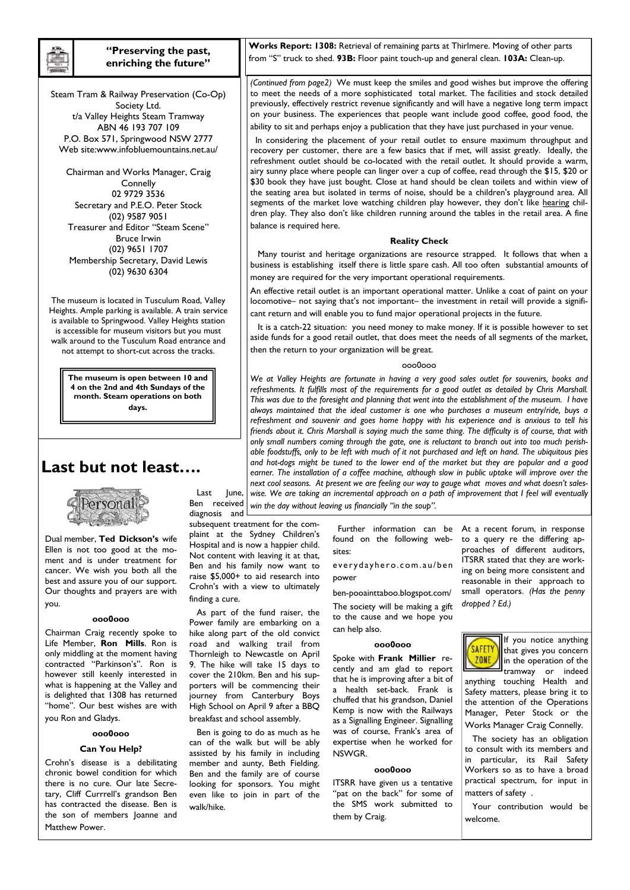**"Preserving the past, enriching the future"**

Steam Tram & Railway Preservation (Co-Op) Society Ltd.
t/a Valley Heights Steam Tramway
ABN 46 193 707 109
P.O. Box 571, Springwood NSW 2777
Web site:www.infobluemountains.net.au/

Chairman and Works Manager, Craig Connelly
02 9729 3536
Secretary and P.E.O. Peter Stock
(02) 9587 9051
Treasurer and Editor "Steam Scene"
Bruce Irwin
(02) 9651 1707
Membership Secretary, David Lewis
(02) 9630 6304

The museum is located in Tusculum Road, Valley Heights. Ample parking is available. A train service is available to Springwood. Valley Heights station is accessible for museum visitors but you must walk around to the Tusculum Road entrance and not attempt to short-cut across the tracks.

**The museum is open between 10 and 4 on the 2nd and 4th Sundays of the month. Steam operations on both days.**

**Works Report: 1308:** Retrieval of remaining parts at Thirlmere. Moving of other parts from "S" truck to shed. **93B:** Floor paint touch-up and general clean. **103A:** Clean-up.

*(Continued from page2)* We must keep the smiles and good wishes but improve the offering to meet the needs of a more sophisticated total market. The facilities and stock detailed previously, effectively restrict revenue significantly and will have a negative long term impact on your business. The experiences that people want include good coffee, good food, the ability to sit and perhaps enjoy a publication that they have just purchased in your venue.

In considering the placement of your retail outlet to ensure maximum throughput and recovery per customer, there are a few basics that if met, will assist greatly. Ideally, the refreshment outlet should be co-located with the retail outlet. It should provide a warm, airy sunny place where people can linger over a cup of coffee, read through the $15, $20 or $30 book they have just bought. Close at hand should be clean toilets and within view of the seating area but isolated in terms of noise, should be a children's playground area. All segments of the market love watching children play however, they don't like hearing children play. They also don't like children running around the tables in the retail area. A fine balance is required here.

**Reality Check**

Many tourist and heritage organizations are resource strapped. It follows that when a business is establishing itself there is little spare cash. All too often substantial amounts of money are required for the very important operational requirements.

An effective retail outlet is an important operational matter. Unlike a coat of paint on your locomotive– not saying that's not important– the investment in retail will provide a significant return and will enable you to fund major operational projects in the future.

It is a catch-22 situation: you need money to make money. If it is possible however to set aside funds for a good retail outlet, that does meet the needs of all segments of the market, then the return to your organization will be great.

ooo0ooo

*We at Valley Heights are fortunate in having a very good sales outlet for souvenirs, books and refreshments. It fulfills most of the requirements for a good outlet as detailed by Chris Marshall. This was due to the foresight and planning that went into the establishment of the museum. I have always maintained that the ideal customer is one who purchases a museum entry/ride, buys a refreshment and souvenir and goes home happy with his experience and is anxious to tell his friends about it. Chris Marshall is saying much the same thing. The difficulty is of course, that with only small numbers coming through the gate, one is reluctant to branch out into too much perishable foodstuffs, only to be left with much of it not purchased and left on hand. The ubiquitous pies and hot-dogs might be tuned to the lower end of the market but they are popular and a good earner. The installation of a coffee machine, although slow in public uptake will improve over the next cool seasons. At present we are feeling our way to gauge what moves and what doesn't sales-wise. We are taking an incremental approach on a path of improvement that I feel will eventually win the day without leaving us financially "in the soup".*

# Last but not least….

Personal

Dual member, **Ted Dickson's** wife Ellen is not too good at the moment and is under treatment for cancer. We wish you both all the best and assure you of our support. Our thoughts and prayers are with you.

**ooo0ooo**

Chairman Craig recently spoke to Life Member, **Ron Mills**. Ron is only middling at the moment having contracted "Parkinson's". Ron is however still keenly interested in what is happening at the Valley and is delighted that 1308 has returned "home". Our best wishes are with you Ron and Gladys.

**ooo0ooo**

**Can You Help?**

Crohn's disease is a debilitating chronic bowel condition for which there is no cure. Our late Secretary, Cliff Currrell's grandson Ben has contracted the disease. Ben is the son of members Joanne and Matthew Power.

Last June, Ben received diagnosis and subsequent treatment for the complaint at the Sydney Children's Hospital and is now a happier child. Not content with leaving it at that, Ben and his family now want to raise $5,000+ to aid research into Crohn's with a view to ultimately finding a cure.

As part of the fund raiser, the Power family are embarking on a hike along part of the old convict road and walking trail from Thornleigh to Newcastle on April 9. The hike will take 15 days to cover the 210km. Ben and his supporters will be commencing their journey from Canterbury Boys High School on April 9 after a BBQ breakfast and school assembly.

Ben is going to do as much as he can of the walk but will be ably assisted by his family in including member and aunty, Beth Fielding. Ben and the family are of course looking for sponsors. You might even like to join in part of the walk/hike.

Further information can be found on the following websites:

everydayhero.com.au/benpower

ben-pooainttaboo.blogspot.com/

The society will be making a gift to the cause and we hope you can help also.

**ooo0ooo**

Spoke with **Frank Millier** recently and am glad to report that he is improving after a bit of a health set-back. Frank is chuffed that his grandson, Daniel Kemp is now with the Railways as a Signalling Engineer. Signalling was of course, Frank's area of expertise when he worked for NSWGR.

**ooo0ooo**

ITSRR have given us a tentative "pat on the back" for some of the SMS work submitted to them by Craig.

At a recent forum, in response to a query re the differing approaches of different auditors, ITSRR stated that they are working on being more consistent and reasonable in their approach to small operators. *(Has the penny dropped ? Ed.)*

If you notice anything that gives you concern in the operation of the tramway or indeed anything touching Health and Safety matters, please bring it to the attention of the Operations Manager, Peter Stock or the Works Manager Craig Connelly.

The society has an obligation to consult with its members and in particular, its Rail Safety Workers so as to have a broad practical spectrum, for input in matters of safety .

Your contribution would be welcome.